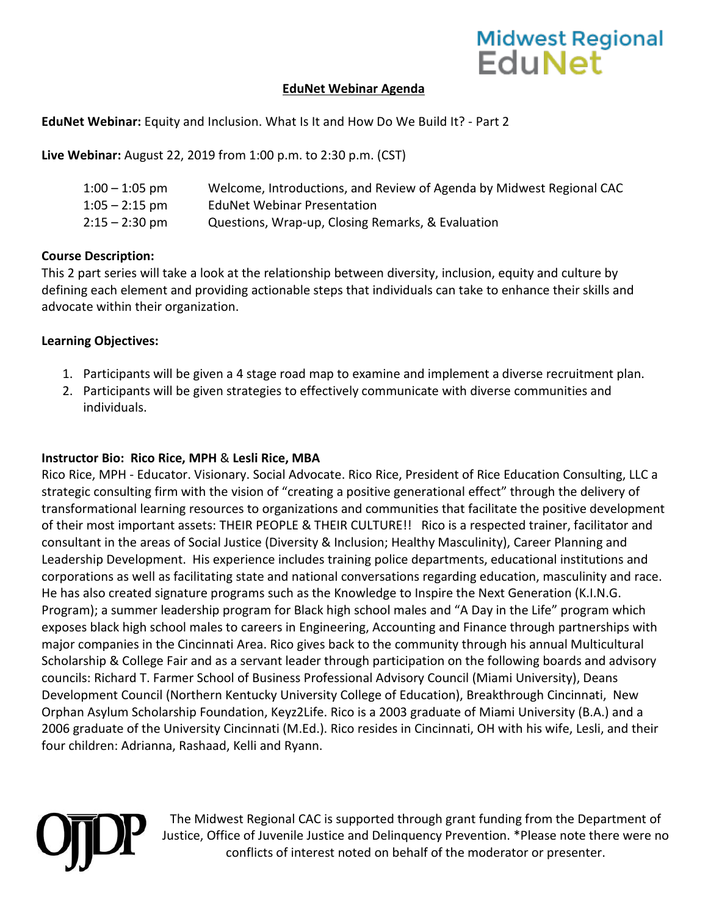Midwest Regional EduNet

# EduNet Webinar Agenda

**EduNet Webinar:** Equity and Inclusion. What Is It and How Do We Build It? - Part 2

**Live Webinar:** August 22, 2019 from 1:00 p.m. to 2:30 p.m. (CST)

| | |
|---|---|
| 1:00 – 1:05 pm | Welcome, Introductions, and Review of Agenda by Midwest Regional CAC |
| 1:05 – 2:15 pm | EduNet Webinar Presentation |
| 2:15 – 2:30 pm | Questions, Wrap-up, Closing Remarks, & Evaluation |

**Course Description:**
This 2 part series will take a look at the relationship between diversity, inclusion, equity and culture by defining each element and providing actionable steps that individuals can take to enhance their skills and advocate within their organization.

**Learning Objectives:**

1. Participants will be given a 4 stage road map to examine and implement a diverse recruitment plan.
2. Participants will be given strategies to effectively communicate with diverse communities and individuals.

**Instructor Bio: Rico Rice, MPH** & **Lesli Rice, MBA**
Rico Rice, MPH - Educator. Visionary. Social Advocate. Rico Rice, President of Rice Education Consulting, LLC a strategic consulting firm with the vision of "creating a positive generational effect" through the delivery of transformational learning resources to organizations and communities that facilitate the positive development of their most important assets: THEIR PEOPLE & THEIR CULTURE!! Rico is a respected trainer, facilitator and consultant in the areas of Social Justice (Diversity & Inclusion; Healthy Masculinity), Career Planning and Leadership Development. His experience includes training police departments, educational institutions and corporations as well as facilitating state and national conversations regarding education, masculinity and race. He has also created signature programs such as the Knowledge to Inspire the Next Generation (K.I.N.G. Program); a summer leadership program for Black high school males and "A Day in the Life" program which exposes black high school males to careers in Engineering, Accounting and Finance through partnerships with major companies in the Cincinnati Area. Rico gives back to the community through his annual Multicultural Scholarship & College Fair and as a servant leader through participation on the following boards and advisory councils: Richard T. Farmer School of Business Professional Advisory Council (Miami University), Deans Development Council (Northern Kentucky University College of Education), Breakthrough Cincinnati, New Orphan Asylum Scholarship Foundation, Keyz2Life. Rico is a 2003 graduate of Miami University (B.A.) and a 2006 graduate of the University Cincinnati (M.Ed.). Rico resides in Cincinnati, OH with his wife, Lesli, and their four children: Adrianna, Rashaad, Kelli and Ryann.

OJJDP

The Midwest Regional CAC is supported through grant funding from the Department of Justice, Office of Juvenile Justice and Delinquency Prevention. *Please note there were no conflicts of interest noted on behalf of the moderator or presenter.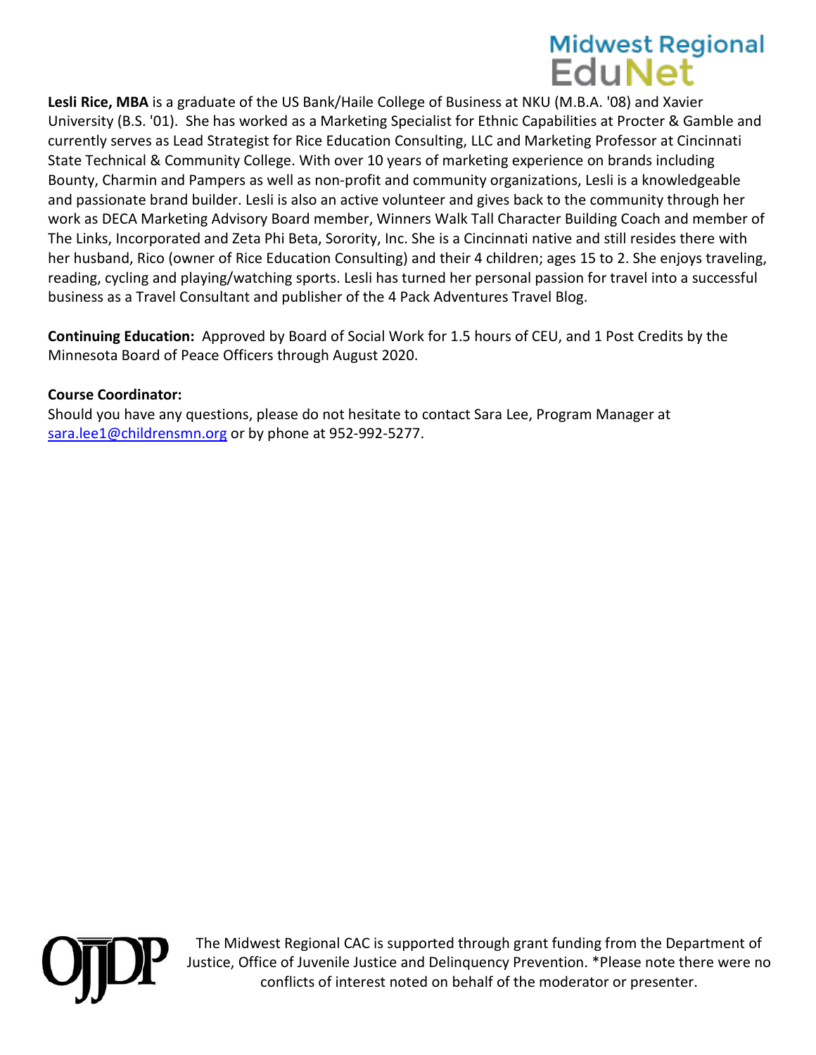**Lesli Rice, MBA** is a graduate of the US Bank/Haile College of Business at NKU (M.B.A. '08) and Xavier University (B.S. '01). She has worked as a Marketing Specialist for Ethnic Capabilities at Procter & Gamble and currently serves as Lead Strategist for Rice Education Consulting, LLC and Marketing Professor at Cincinnati State Technical & Community College. With over 10 years of marketing experience on brands including Bounty, Charmin and Pampers as well as non-profit and community organizations, Lesli is a knowledgeable and passionate brand builder. Lesli is also an active volunteer and gives back to the community through her work as DECA Marketing Advisory Board member, Winners Walk Tall Character Building Coach and member of The Links, Incorporated and Zeta Phi Beta, Sorority, Inc. She is a Cincinnati native and still resides there with her husband, Rico (owner of Rice Education Consulting) and their 4 children; ages 15 to 2. She enjoys traveling, reading, cycling and playing/watching sports. Lesli has turned her personal passion for travel into a successful business as a Travel Consultant and publisher of the 4 Pack Adventures Travel Blog.

**Continuing Education:** Approved by Board of Social Work for 1.5 hours of CEU, and 1 Post Credits by the Minnesota Board of Peace Officers through August 2020.

**Course Coordinator:**
Should you have any questions, please do not hesitate to contact Sara Lee, Program Manager at sara.lee1@childrensmn.org or by phone at 952-992-5277.

The Midwest Regional CAC is supported through grant funding from the Department of Justice, Office of Juvenile Justice and Delinquency Prevention. *Please note there were no conflicts of interest noted on behalf of the moderator or presenter.